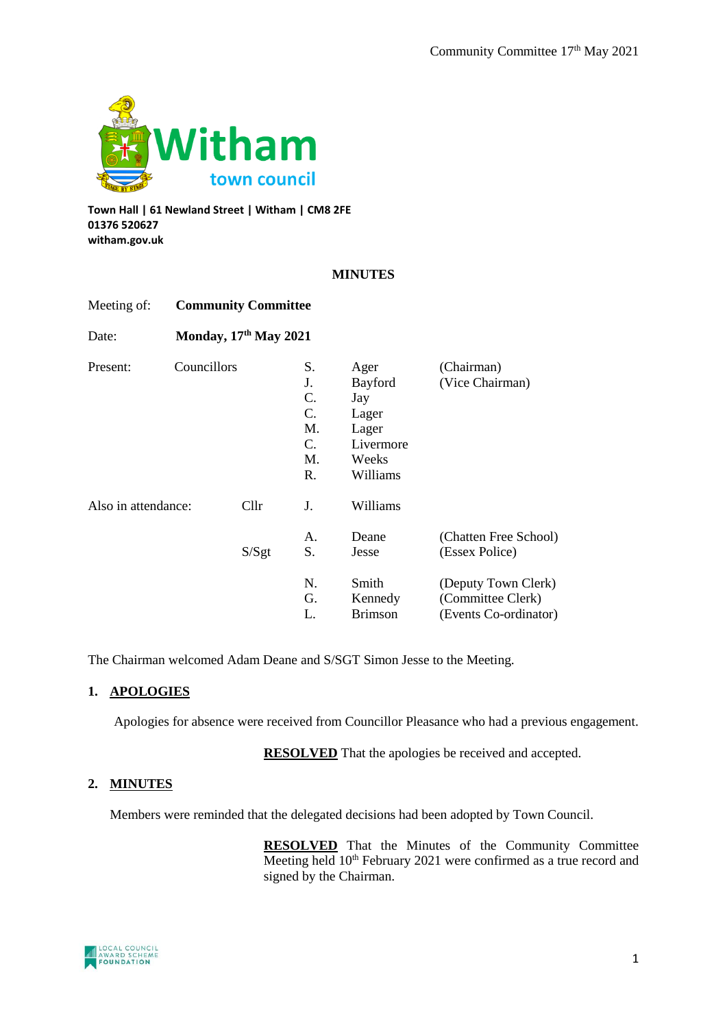**Town Hall | 61 Newland Street | Witham | CM8 2FE**
**01376 520627**
**witham.gov.uk**

# MINUTES

| | | | | |
|---|---|---|---|---|
| Meeting of: | **Community Committee** | | | |
| Date: | **Monday, 17th May 2021** | | | |
| Present: | Councillors | S. | Ager | (Chairman) |
| | | J. | Bayford | (Vice Chairman) |
| | | C. | Jay | |
| | | C. | Lager | |
| | | M. | Lager | |
| | | C. | Livermore | |
| | | M. | Weeks | |
| | | R. | Williams | |
| Also in attendance: | Cllr | J. | Williams | |
| | | A. | Deane | (Chatten Free School) |
| | S/Sgt | S. | Jesse | (Essex Police) |
| | | N. | Smith | (Deputy Town Clerk) |
| | | G. | Kennedy | (Committee Clerk) |
| | | L. | Brimson | (Events Co-ordinator) |

The Chairman welcomed Adam Deane and S/SGT Simon Jesse to the Meeting.

## 1. APOLOGIES

Apologies for absence were received from Councillor Pleasance who had a previous engagement.

**RESOLVED** That the apologies be received and accepted.

## 2. MINUTES

Members were reminded that the delegated decisions had been adopted by Town Council.

**RESOLVED** That the Minutes of the Community Committee Meeting held 10th February 2021 were confirmed as a true record and signed by the Chairman.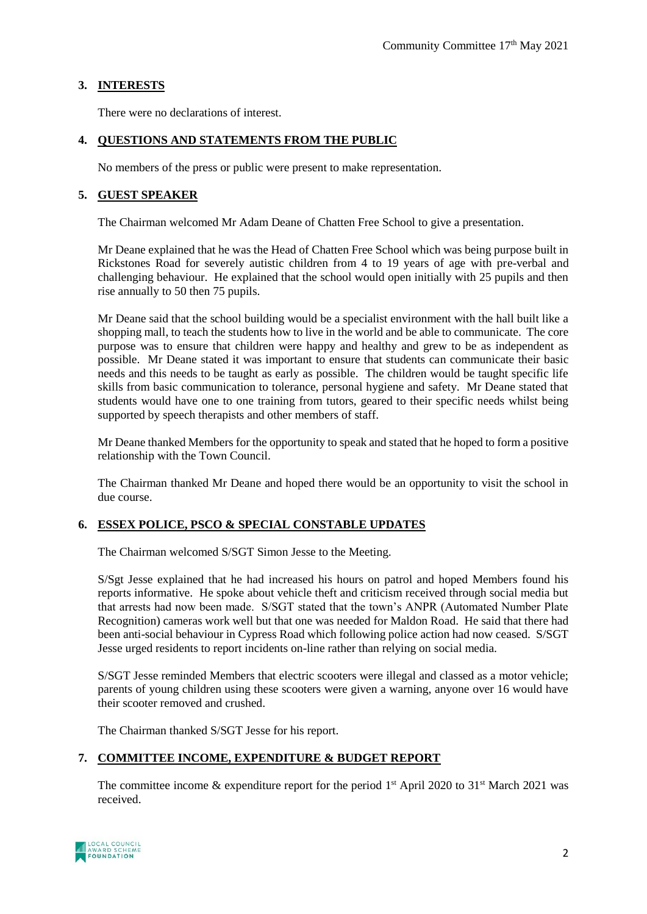## 3. INTERESTS

There were no declarations of interest.

## 4. QUESTIONS AND STATEMENTS FROM THE PUBLIC

No members of the press or public were present to make representation.

## 5. GUEST SPEAKER

The Chairman welcomed Mr Adam Deane of Chatten Free School to give a presentation.

Mr Deane explained that he was the Head of Chatten Free School which was being purpose built in Rickstones Road for severely autistic children from 4 to 19 years of age with pre-verbal and challenging behaviour. He explained that the school would open initially with 25 pupils and then rise annually to 50 then 75 pupils.

Mr Deane said that the school building would be a specialist environment with the hall built like a shopping mall, to teach the students how to live in the world and be able to communicate. The core purpose was to ensure that children were happy and healthy and grew to be as independent as possible. Mr Deane stated it was important to ensure that students can communicate their basic needs and this needs to be taught as early as possible. The children would be taught specific life skills from basic communication to tolerance, personal hygiene and safety. Mr Deane stated that students would have one to one training from tutors, geared to their specific needs whilst being supported by speech therapists and other members of staff.

Mr Deane thanked Members for the opportunity to speak and stated that he hoped to form a positive relationship with the Town Council.

The Chairman thanked Mr Deane and hoped there would be an opportunity to visit the school in due course.

## 6. ESSEX POLICE, PSCO & SPECIAL CONSTABLE UPDATES

The Chairman welcomed S/SGT Simon Jesse to the Meeting.

S/Sgt Jesse explained that he had increased his hours on patrol and hoped Members found his reports informative. He spoke about vehicle theft and criticism received through social media but that arrests had now been made. S/SGT stated that the town's ANPR (Automated Number Plate Recognition) cameras work well but that one was needed for Maldon Road. He said that there had been anti-social behaviour in Cypress Road which following police action had now ceased. S/SGT Jesse urged residents to report incidents on-line rather than relying on social media.

S/SGT Jesse reminded Members that electric scooters were illegal and classed as a motor vehicle; parents of young children using these scooters were given a warning, anyone over 16 would have their scooter removed and crushed.

The Chairman thanked S/SGT Jesse for his report.

## 7. COMMITTEE INCOME, EXPENDITURE & BUDGET REPORT

The committee income & expenditure report for the period 1st April 2020 to 31st March 2021 was received.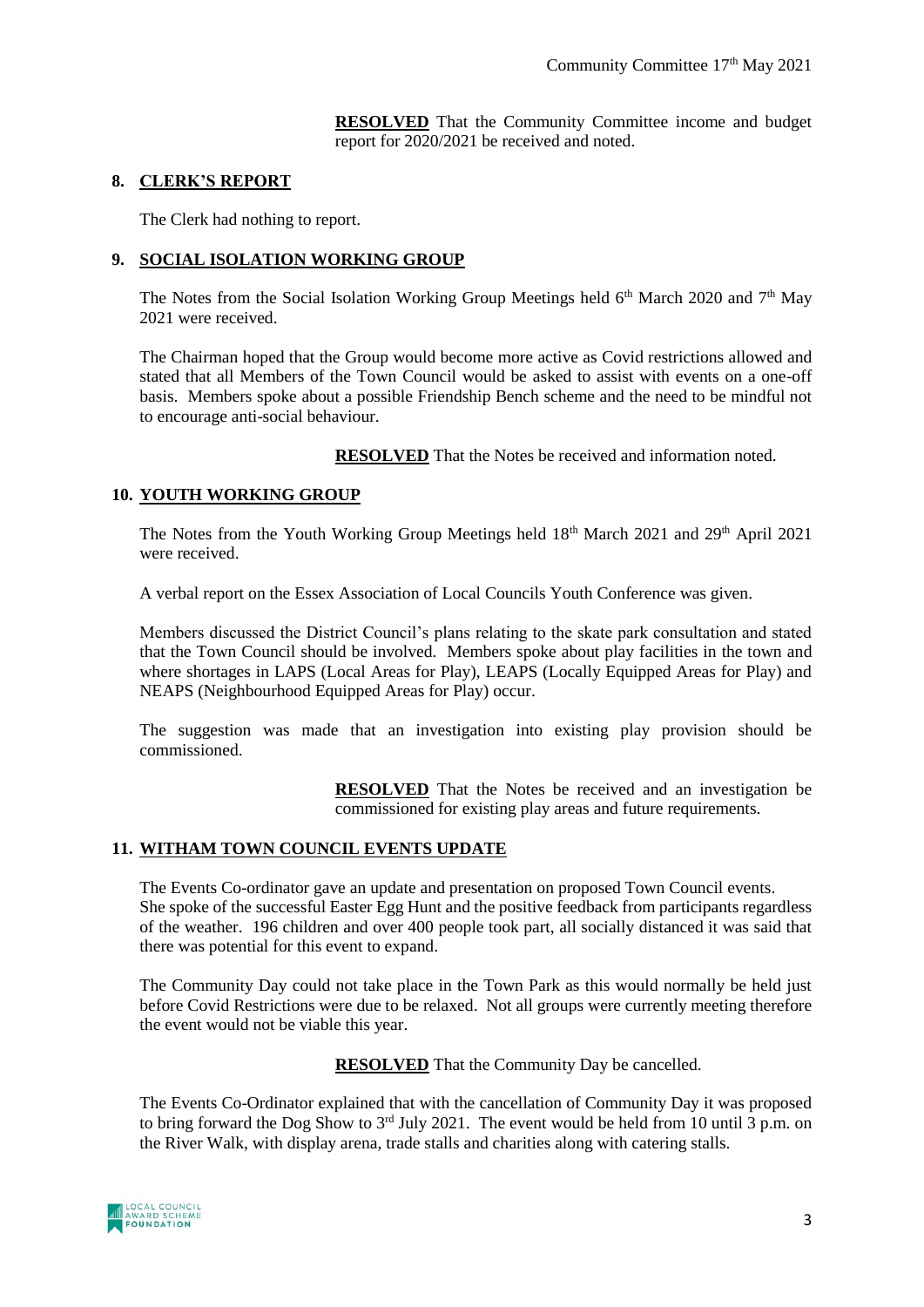**RESOLVED** That the Community Committee income and budget report for 2020/2021 be received and noted.

## 8. CLERK'S REPORT

The Clerk had nothing to report.

## 9. SOCIAL ISOLATION WORKING GROUP

The Notes from the Social Isolation Working Group Meetings held 6th March 2020 and 7th May 2021 were received.

The Chairman hoped that the Group would become more active as Covid restrictions allowed and stated that all Members of the Town Council would be asked to assist with events on a one-off basis. Members spoke about a possible Friendship Bench scheme and the need to be mindful not to encourage anti-social behaviour.

**RESOLVED** That the Notes be received and information noted.

## 10. YOUTH WORKING GROUP

The Notes from the Youth Working Group Meetings held 18th March 2021 and 29th April 2021 were received.

A verbal report on the Essex Association of Local Councils Youth Conference was given.

Members discussed the District Council's plans relating to the skate park consultation and stated that the Town Council should be involved. Members spoke about play facilities in the town and where shortages in LAPS (Local Areas for Play), LEAPS (Locally Equipped Areas for Play) and NEAPS (Neighbourhood Equipped Areas for Play) occur.

The suggestion was made that an investigation into existing play provision should be commissioned.

**RESOLVED** That the Notes be received and an investigation be commissioned for existing play areas and future requirements.

## 11. WITHAM TOWN COUNCIL EVENTS UPDATE

The Events Co-ordinator gave an update and presentation on proposed Town Council events. She spoke of the successful Easter Egg Hunt and the positive feedback from participants regardless of the weather. 196 children and over 400 people took part, all socially distanced it was said that there was potential for this event to expand.

The Community Day could not take place in the Town Park as this would normally be held just before Covid Restrictions were due to be relaxed. Not all groups were currently meeting therefore the event would not be viable this year.

**RESOLVED** That the Community Day be cancelled.

The Events Co-Ordinator explained that with the cancellation of Community Day it was proposed to bring forward the Dog Show to 3rd July 2021. The event would be held from 10 until 3 p.m. on the River Walk, with display arena, trade stalls and charities along with catering stalls.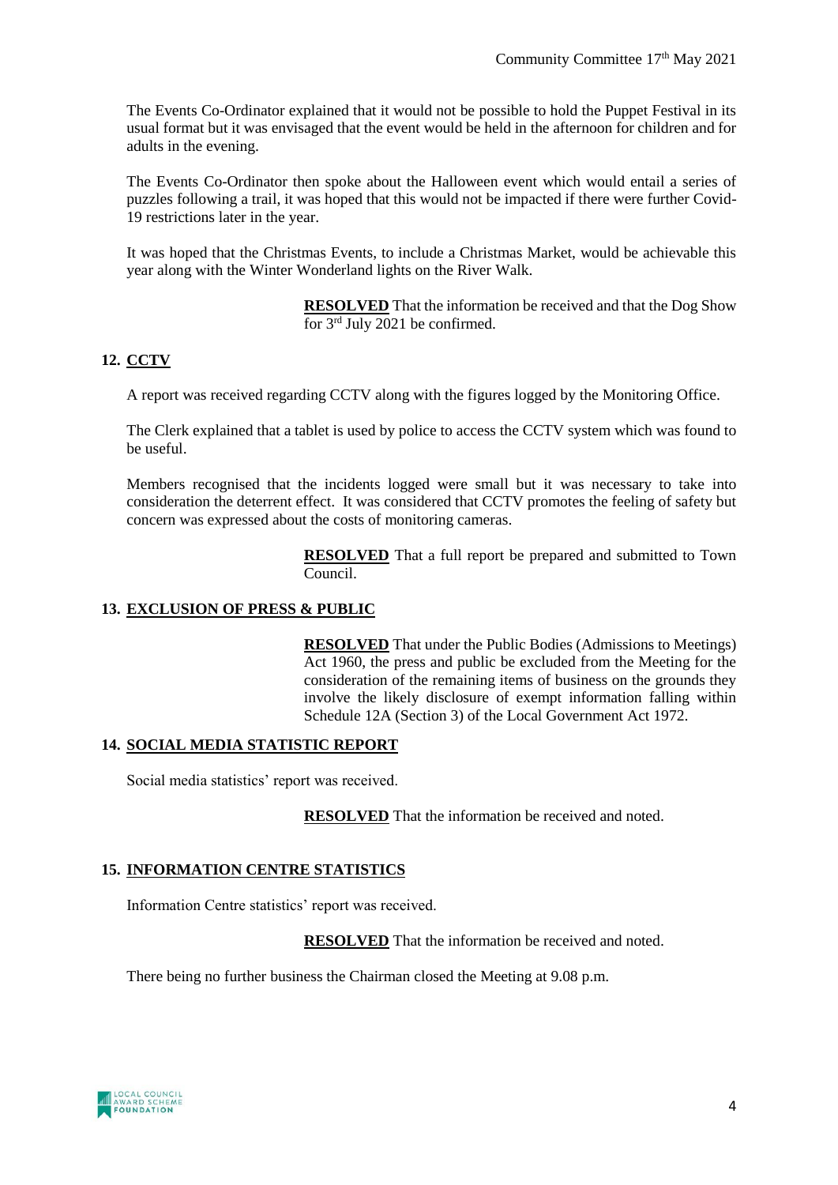The Events Co-Ordinator explained that it would not be possible to hold the Puppet Festival in its usual format but it was envisaged that the event would be held in the afternoon for children and for adults in the evening.

The Events Co-Ordinator then spoke about the Halloween event which would entail a series of puzzles following a trail, it was hoped that this would not be impacted if there were further Covid-19 restrictions later in the year.

It was hoped that the Christmas Events, to include a Christmas Market, would be achievable this year along with the Winter Wonderland lights on the River Walk.

**RESOLVED** That the information be received and that the Dog Show for 3rd July 2021 be confirmed.

## 12. CCTV

A report was received regarding CCTV along with the figures logged by the Monitoring Office.

The Clerk explained that a tablet is used by police to access the CCTV system which was found to be useful.

Members recognised that the incidents logged were small but it was necessary to take into consideration the deterrent effect. It was considered that CCTV promotes the feeling of safety but concern was expressed about the costs of monitoring cameras.

**RESOLVED** That a full report be prepared and submitted to Town Council.

## 13. EXCLUSION OF PRESS & PUBLIC

**RESOLVED** That under the Public Bodies (Admissions to Meetings) Act 1960, the press and public be excluded from the Meeting for the consideration of the remaining items of business on the grounds they involve the likely disclosure of exempt information falling within Schedule 12A (Section 3) of the Local Government Act 1972.

## 14. SOCIAL MEDIA STATISTIC REPORT

Social media statistics' report was received.

**RESOLVED** That the information be received and noted.

## 15. INFORMATION CENTRE STATISTICS

Information Centre statistics' report was received.

**RESOLVED** That the information be received and noted.

There being no further business the Chairman closed the Meeting at 9.08 p.m.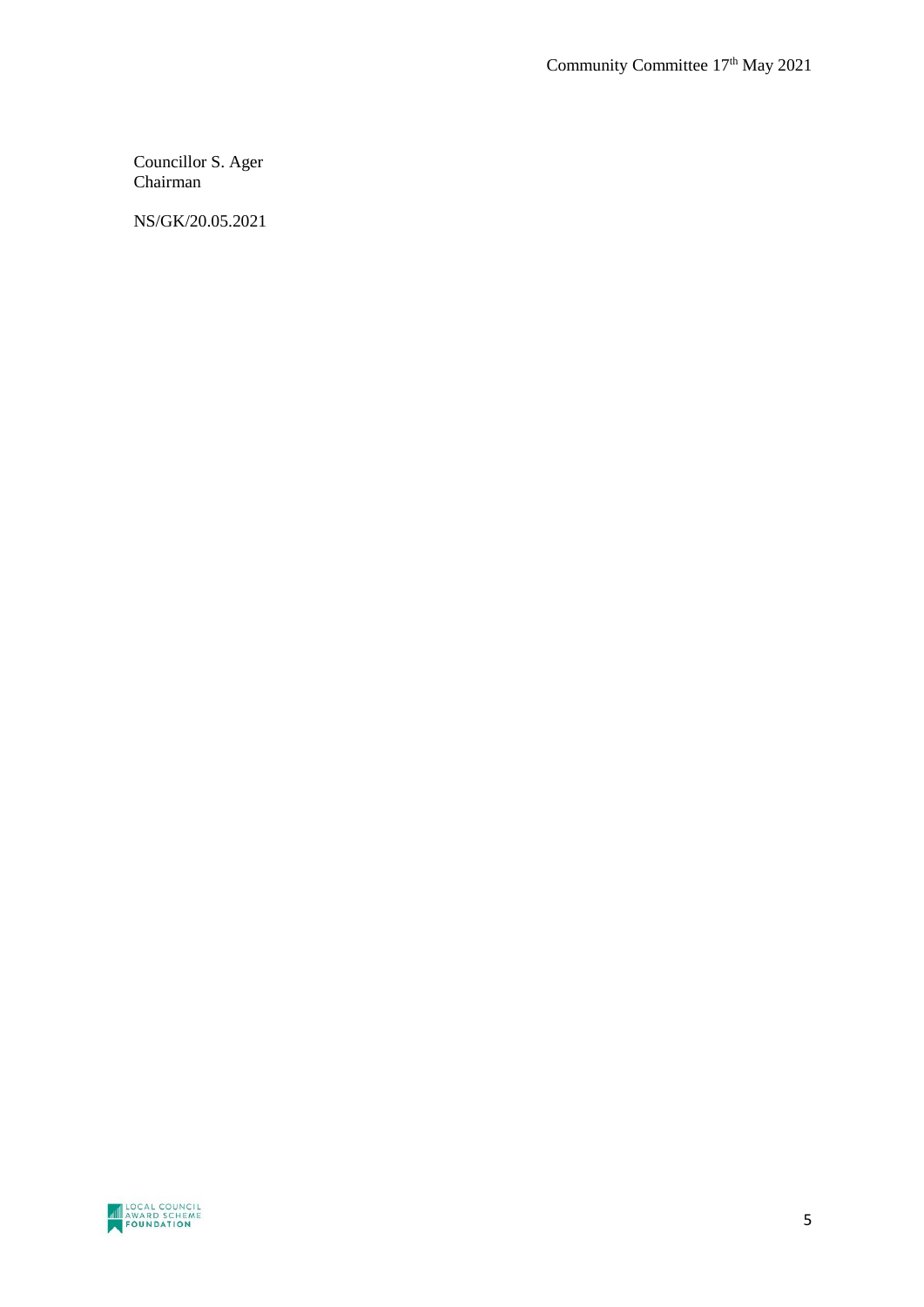Councillor S. Ager
Chairman

NS/GK/20.05.2021